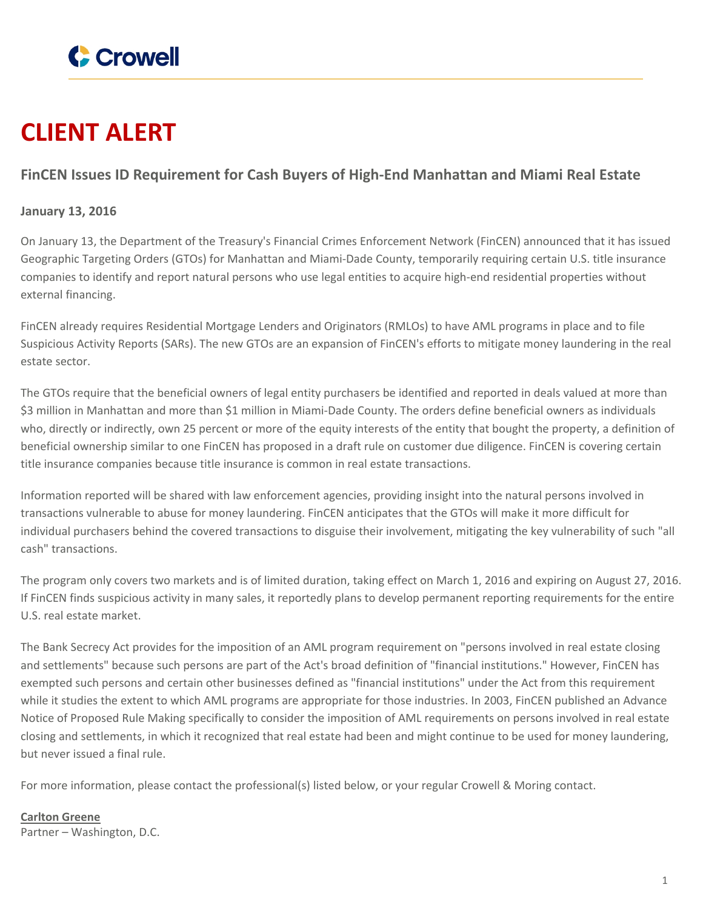Crowell

# CLIENT ALERT

## FinCEN Issues ID Requirement for Cash Buyers of High-End Manhattan and Miami Real Estate

**January 13, 2016**

On January 13, the Department of the Treasury's Financial Crimes Enforcement Network (FinCEN) announced that it has issued Geographic Targeting Orders (GTOs) for Manhattan and Miami-Dade County, temporarily requiring certain U.S. title insurance companies to identify and report natural persons who use legal entities to acquire high-end residential properties without external financing.

FinCEN already requires Residential Mortgage Lenders and Originators (RMLOs) to have AML programs in place and to file Suspicious Activity Reports (SARs). The new GTOs are an expansion of FinCEN's efforts to mitigate money laundering in the real estate sector.

The GTOs require that the beneficial owners of legal entity purchasers be identified and reported in deals valued at more than $3 million in Manhattan and more than $1 million in Miami-Dade County. The orders define beneficial owners as individuals who, directly or indirectly, own 25 percent or more of the equity interests of the entity that bought the property, a definition of beneficial ownership similar to one FinCEN has proposed in a draft rule on customer due diligence. FinCEN is covering certain title insurance companies because title insurance is common in real estate transactions.

Information reported will be shared with law enforcement agencies, providing insight into the natural persons involved in transactions vulnerable to abuse for money laundering. FinCEN anticipates that the GTOs will make it more difficult for individual purchasers behind the covered transactions to disguise their involvement, mitigating the key vulnerability of such "all cash" transactions.

The program only covers two markets and is of limited duration, taking effect on March 1, 2016 and expiring on August 27, 2016. If FinCEN finds suspicious activity in many sales, it reportedly plans to develop permanent reporting requirements for the entire U.S. real estate market.

The Bank Secrecy Act provides for the imposition of an AML program requirement on "persons involved in real estate closing and settlements" because such persons are part of the Act's broad definition of "financial institutions." However, FinCEN has exempted such persons and certain other businesses defined as "financial institutions" under the Act from this requirement while it studies the extent to which AML programs are appropriate for those industries. In 2003, FinCEN published an Advance Notice of Proposed Rule Making specifically to consider the imposition of AML requirements on persons involved in real estate closing and settlements, in which it recognized that real estate had been and might continue to be used for money laundering, but never issued a final rule.

For more information, please contact the professional(s) listed below, or your regular Crowell & Moring contact.

**Carlton Greene**
Partner – Washington, D.C.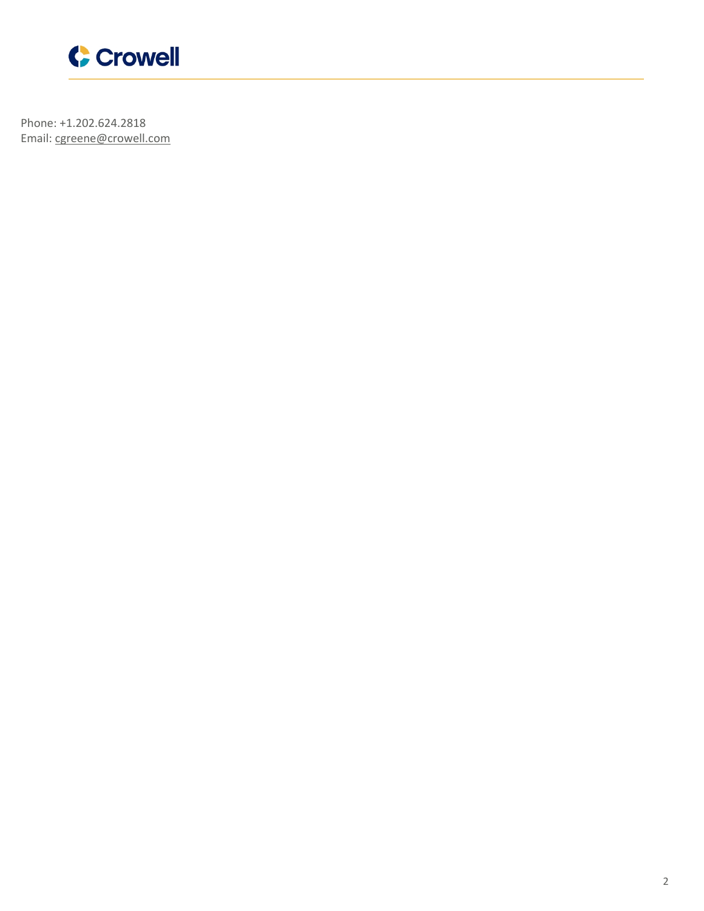Phone: +1.202.624.2818
Email: cgreene@crowell.com